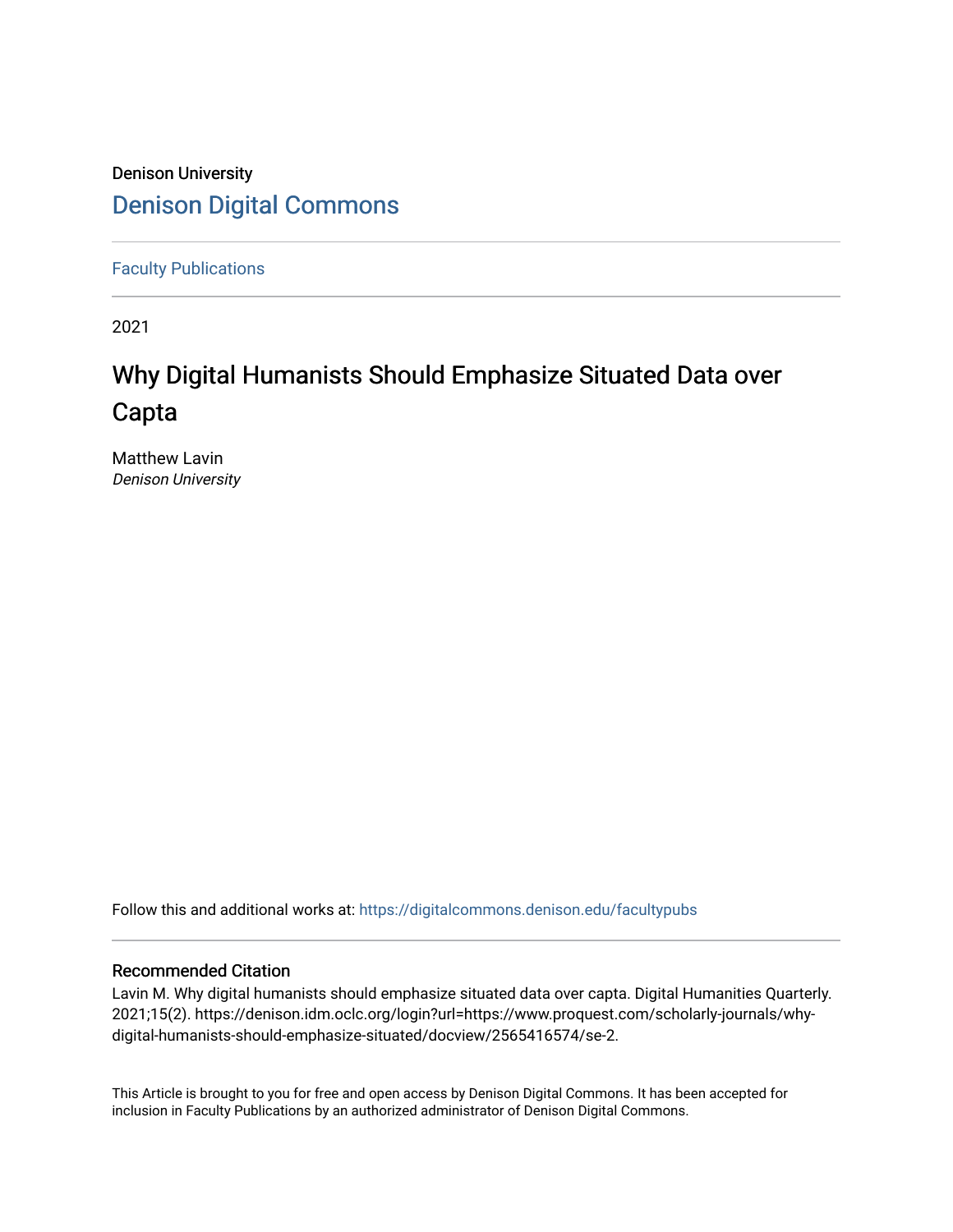Denison University

# Denison Digital Commons

Faculty Publications

2021

# Why Digital Humanists Should Emphasize Situated Data over Capta

Matthew Lavin
*Denison University*

Follow this and additional works at: https://digitalcommons.denison.edu/facultypubs

## Recommended Citation

Lavin M. Why digital humanists should emphasize situated data over capta. Digital Humanities Quarterly. 2021;15(2). https://denison.idm.oclc.org/login?url=https://www.proquest.com/scholarly-journals/why-digital-humanists-should-emphasize-situated/docview/2565416574/se-2.

This Article is brought to you for free and open access by Denison Digital Commons. It has been accepted for inclusion in Faculty Publications by an authorized administrator of Denison Digital Commons.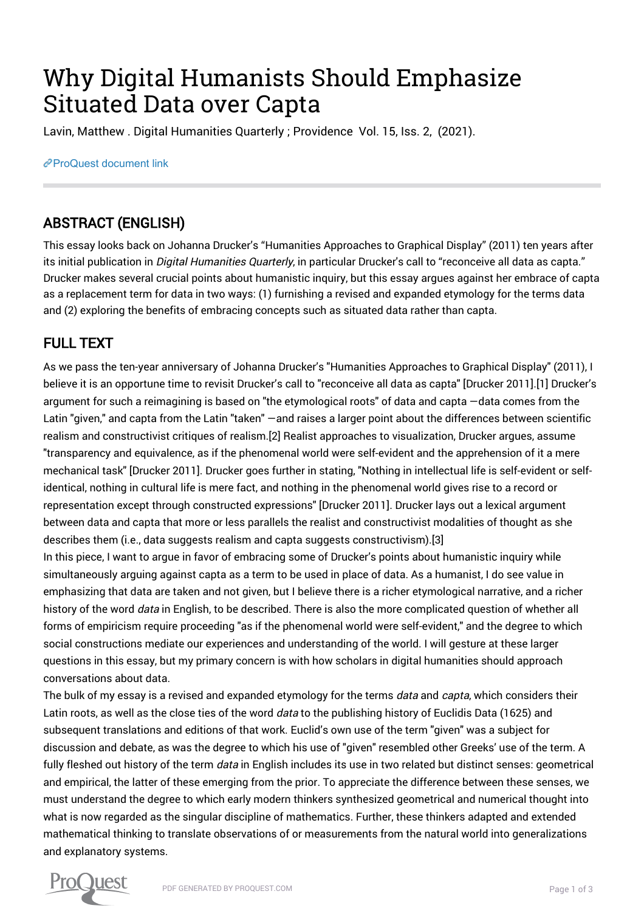# Why Digital Humanists Should Emphasize Situated Data over Capta

Lavin, Matthew . Digital Humanities Quarterly ; Providence Vol. 15, Iss. 2, (2021).

ProQuest document link

## ABSTRACT (ENGLISH)

This essay looks back on Johanna Drucker's "Humanities Approaches to Graphical Display" (2011) ten years after its initial publication in *Digital Humanities Quarterly*, in particular Drucker's call to "reconceive all data as capta." Drucker makes several crucial points about humanistic inquiry, but this essay argues against her embrace of capta as a replacement term for data in two ways: (1) furnishing a revised and expanded etymology for the terms data and (2) exploring the benefits of embracing concepts such as situated data rather than capta.

## FULL TEXT

As we pass the ten-year anniversary of Johanna Drucker's "Humanities Approaches to Graphical Display" (2011), I believe it is an opportune time to revisit Drucker's call to "reconceive all data as capta" [Drucker 2011].[1] Drucker's argument for such a reimagining is based on "the etymological roots" of data and capta —data comes from the Latin "given," and capta from the Latin "taken" —and raises a larger point about the differences between scientific realism and constructivist critiques of realism.[2] Realist approaches to visualization, Drucker argues, assume "transparency and equivalence, as if the phenomenal world were self-evident and the apprehension of it a mere mechanical task" [Drucker 2011]. Drucker goes further in stating, "Nothing in intellectual life is self-evident or self-identical, nothing in cultural life is mere fact, and nothing in the phenomenal world gives rise to a record or representation except through constructed expressions" [Drucker 2011]. Drucker lays out a lexical argument between data and capta that more or less parallels the realist and constructivist modalities of thought as she describes them (i.e., data suggests realism and capta suggests constructivism).[3]

In this piece, I want to argue in favor of embracing some of Drucker's points about humanistic inquiry while simultaneously arguing against capta as a term to be used in place of data. As a humanist, I do see value in emphasizing that data are taken and not given, but I believe there is a richer etymological narrative, and a richer history of the word *data* in English, to be described. There is also the more complicated question of whether all forms of empiricism require proceeding "as if the phenomenal world were self-evident," and the degree to which social constructions mediate our experiences and understanding of the world. I will gesture at these larger questions in this essay, but my primary concern is with how scholars in digital humanities should approach conversations about data.

The bulk of my essay is a revised and expanded etymology for the terms *data* and *capta*, which considers their Latin roots, as well as the close ties of the word *data* to the publishing history of Euclidis Data (1625) and subsequent translations and editions of that work. Euclid's own use of the term "given" was a subject for discussion and debate, as was the degree to which his use of "given" resembled other Greeks' use of the term. A fully fleshed out history of the term *data* in English includes its use in two related but distinct senses: geometrical and empirical, the latter of these emerging from the prior. To appreciate the difference between these senses, we must understand the degree to which early modern thinkers synthesized geometrical and numerical thought into what is now regarded as the singular discipline of mathematics. Further, these thinkers adapted and extended mathematical thinking to translate observations of or measurements from the natural world into generalizations and explanatory systems.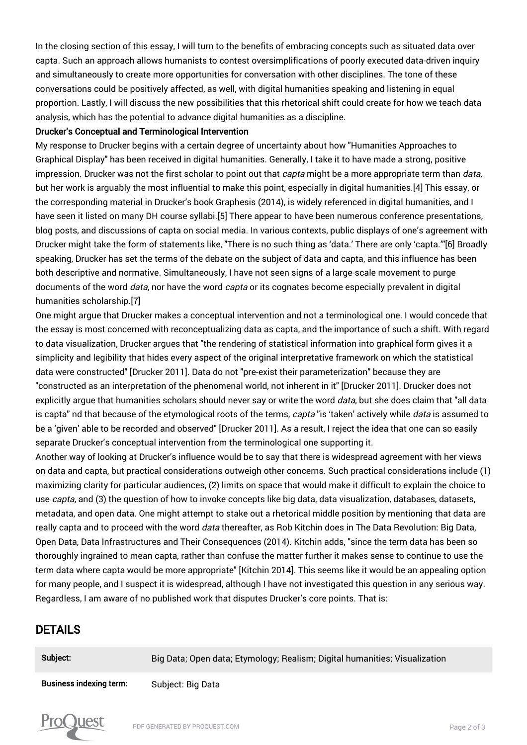In the closing section of this essay, I will turn to the benefits of embracing concepts such as situated data over capta. Such an approach allows humanists to contest oversimplifications of poorly executed data-driven inquiry and simultaneously to create more opportunities for conversation with other disciplines. The tone of these conversations could be positively affected, as well, with digital humanities speaking and listening in equal proportion. Lastly, I will discuss the new possibilities that this rhetorical shift could create for how we teach data analysis, which has the potential to advance digital humanities as a discipline.

### Drucker's Conceptual and Terminological Intervention

My response to Drucker begins with a certain degree of uncertainty about how "Humanities Approaches to Graphical Display" has been received in digital humanities. Generally, I take it to have made a strong, positive impression. Drucker was not the first scholar to point out that *capta* might be a more appropriate term than *data*, but her work is arguably the most influential to make this point, especially in digital humanities.[4] This essay, or the corresponding material in Drucker's book Graphesis (2014), is widely referenced in digital humanities, and I have seen it listed on many DH course syllabi.[5] There appear to have been numerous conference presentations, blog posts, and discussions of capta on social media. In various contexts, public displays of one's agreement with Drucker might take the form of statements like, "There is no such thing as 'data.' There are only 'capta.'"[6] Broadly speaking, Drucker has set the terms of the debate on the subject of data and capta, and this influence has been both descriptive and normative. Simultaneously, I have not seen signs of a large-scale movement to purge documents of the word *data*, nor have the word *capta* or its cognates become especially prevalent in digital humanities scholarship.[7]

One might argue that Drucker makes a conceptual intervention and not a terminological one. I would concede that the essay is most concerned with reconceptualizing data as capta, and the importance of such a shift. With regard to data visualization, Drucker argues that "the rendering of statistical information into graphical form gives it a simplicity and legibility that hides every aspect of the original interpretative framework on which the statistical data were constructed" [Drucker 2011]. Data do not "pre-exist their parameterization" because they are "constructed as an interpretation of the phenomenal world, not inherent in it" [Drucker 2011]. Drucker does not explicitly argue that humanities scholars should never say or write the word *data*, but she does claim that "all data is capta" nd that because of the etymological roots of the terms, *capta* "is 'taken' actively while *data* is assumed to be a 'given' able to be recorded and observed" [Drucker 2011]. As a result, I reject the idea that one can so easily separate Drucker's conceptual intervention from the terminological one supporting it.

Another way of looking at Drucker's influence would be to say that there is widespread agreement with her views on data and capta, but practical considerations outweigh other concerns. Such practical considerations include (1) maximizing clarity for particular audiences, (2) limits on space that would make it difficult to explain the choice to use *capta*, and (3) the question of how to invoke concepts like big data, data visualization, databases, datasets, metadata, and open data. One might attempt to stake out a rhetorical middle position by mentioning that data are really capta and to proceed with the word *data* thereafter, as Rob Kitchin does in The Data Revolution: Big Data, Open Data, Data Infrastructures and Their Consequences (2014). Kitchin adds, "since the term data has been so thoroughly ingrained to mean capta, rather than confuse the matter further it makes sense to continue to use the term data where capta would be more appropriate" [Kitchin 2014]. This seems like it would be an appealing option for many people, and I suspect it is widespread, although I have not investigated this question in any serious way. Regardless, I am aware of no published work that disputes Drucker's core points. That is:

## DETAILS

| | |
|---|---|
| Subject: | Big Data; Open data; Etymology; Realism; Digital humanities; Visualization |
| Business indexing term: | Subject: Big Data |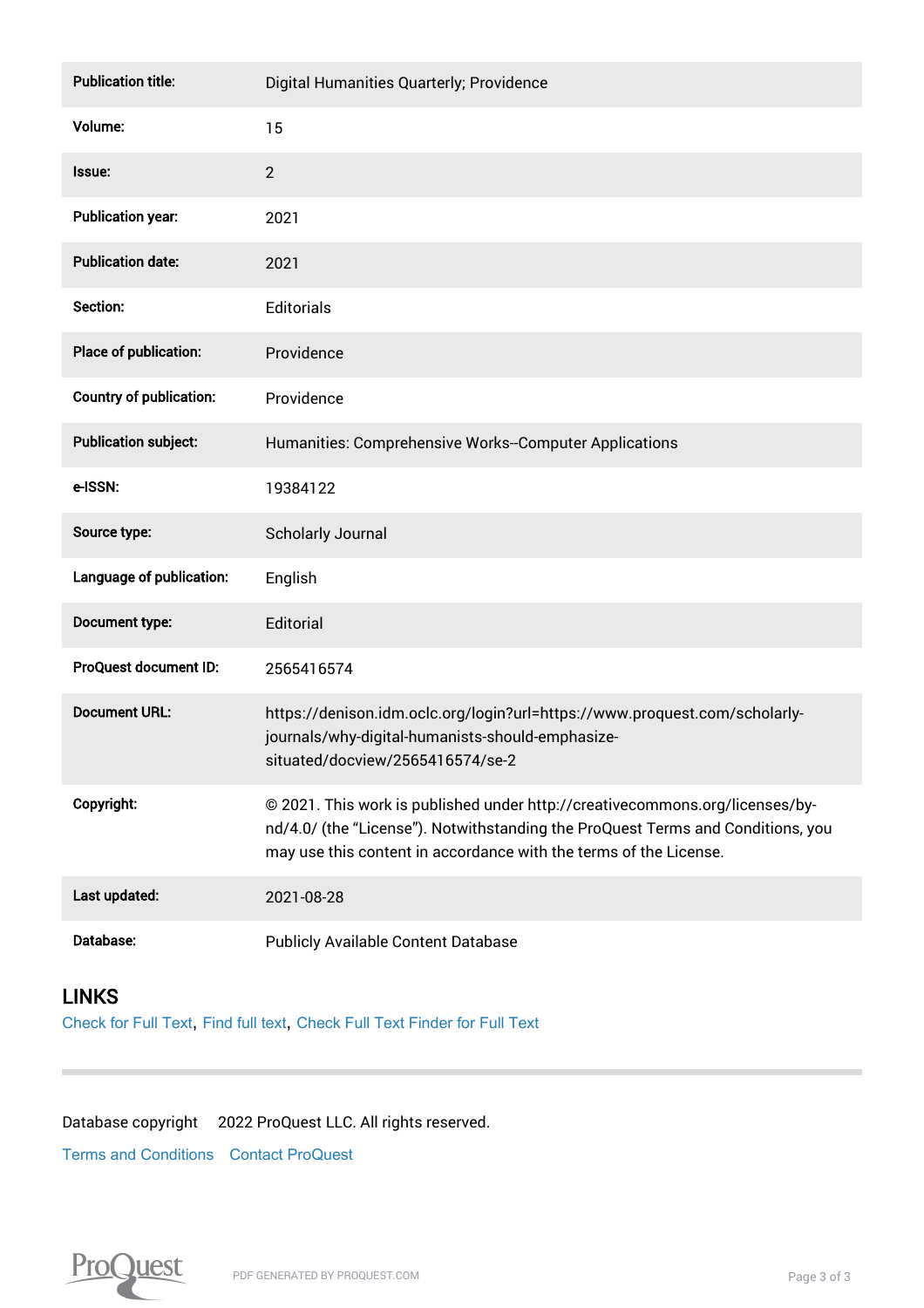| | |
|---|---|
| **Publication title:** | Digital Humanities Quarterly; Providence |
| **Volume:** | 15 |
| **Issue:** | 2 |
| **Publication year:** | 2021 |
| **Publication date:** | 2021 |
| **Section:** | Editorials |
| **Place of publication:** | Providence |
| **Country of publication:** | Providence |
| **Publication subject:** | Humanities: Comprehensive Works--Computer Applications |
| **e-ISSN:** | 19384122 |
| **Source type:** | Scholarly Journal |
| **Language of publication:** | English |
| **Document type:** | Editorial |
| **ProQuest document ID:** | 2565416574 |
| **Document URL:** | https://denison.idm.oclc.org/login?url=https://www.proquest.com/scholarly-journals/why-digital-humanists-should-emphasize-situated/docview/2565416574/se-2 |
| **Copyright:** | © 2021. This work is published under http://creativecommons.org/licenses/by-nd/4.0/ (the "License"). Notwithstanding the ProQuest Terms and Conditions, you may use this content in accordance with the terms of the License. |
| **Last updated:** | 2021-08-28 |
| **Database:** | Publicly Available Content Database |

## LINKS

Check for Full Text, Find full text, Check Full Text Finder for Full Text

Database copyright © 2022 ProQuest LLC. All rights reserved.

Terms and Conditions Contact ProQuest